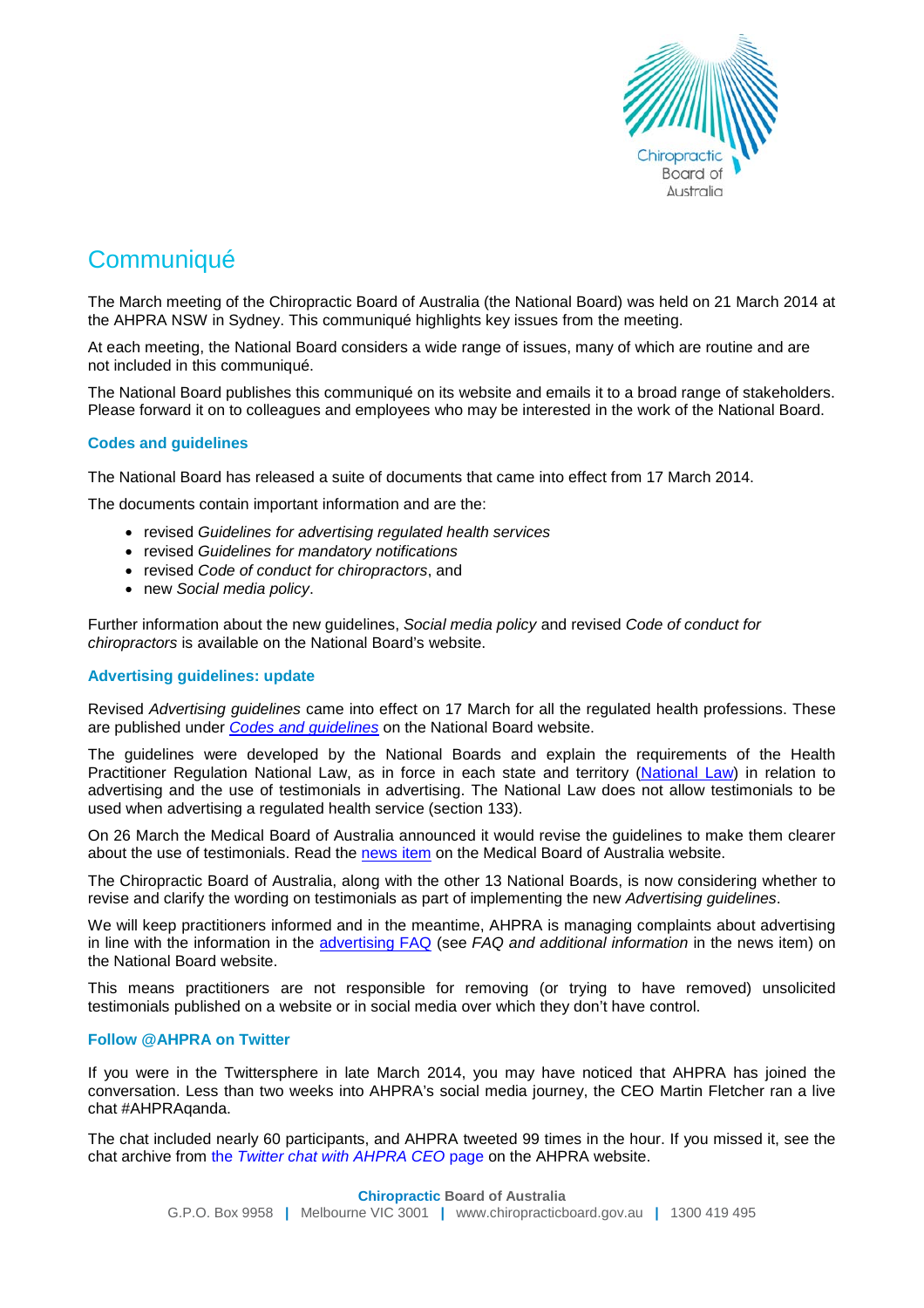# Communiqué

The March meeting of the Chiropractic Board of Australia (the National Board) was held on 21 March 2014 at the AHPRA NSW in Sydney. This communiqué highlights key issues from the meeting.

At each meeting, the National Board considers a wide range of issues, many of which are routine and are not included in this communiqué.

The National Board publishes this communiqué on its website and emails it to a broad range of stakeholders. Please forward it on to colleagues and employees who may be interested in the work of the National Board.

### Codes and guidelines

The National Board has released a suite of documents that came into effect from 17 March 2014.

The documents contain important information and are the:

- revised *Guidelines for advertising regulated health services*
- revised *Guidelines for mandatory notifications*
- revised *Code of conduct for chiropractors*, and
- new *Social media policy*.

Further information about the new guidelines, *Social media policy* and revised *Code of conduct for chiropractors* is available on the National Board's website.

### Advertising guidelines: update

Revised *Advertising guidelines* came into effect on 17 March for all the regulated health professions. These are published under *Codes and guidelines* on the National Board website.

The guidelines were developed by the National Boards and explain the requirements of the Health Practitioner Regulation National Law, as in force in each state and territory (National Law) in relation to advertising and the use of testimonials in advertising. The National Law does not allow testimonials to be used when advertising a regulated health service (section 133).

On 26 March the Medical Board of Australia announced it would revise the guidelines to make them clearer about the use of testimonials. Read the news item on the Medical Board of Australia website.

The Chiropractic Board of Australia, along with the other 13 National Boards, is now considering whether to revise and clarify the wording on testimonials as part of implementing the new *Advertising guidelines*.

We will keep practitioners informed and in the meantime, AHPRA is managing complaints about advertising in line with the information in the advertising FAQ (see *FAQ and additional information* in the news item) on the National Board website.

This means practitioners are not responsible for removing (or trying to have removed) unsolicited testimonials published on a website or in social media over which they don't have control.

### Follow @AHPRA on Twitter

If you were in the Twittersphere in late March 2014, you may have noticed that AHPRA has joined the conversation. Less than two weeks into AHPRA's social media journey, the CEO Martin Fletcher ran a live chat #AHPRAqanda.

The chat included nearly 60 participants, and AHPRA tweeted 99 times in the hour. If you missed it, see the chat archive from the *Twitter chat with AHPRA CEO* page on the AHPRA website.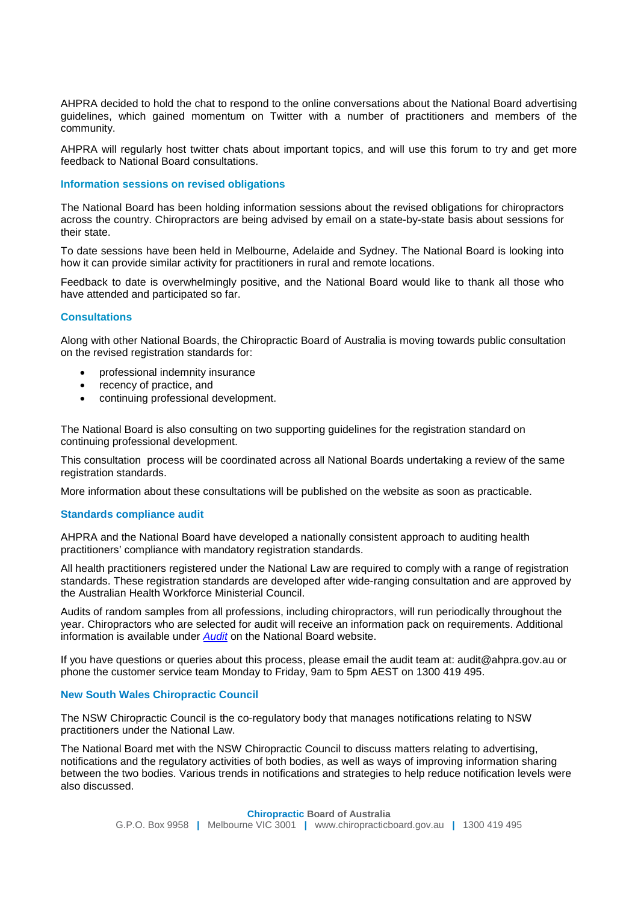AHPRA decided to hold the chat to respond to the online conversations about the National Board advertising guidelines, which gained momentum on Twitter with a number of practitioners and members of the community.

AHPRA will regularly host twitter chats about important topics, and will use this forum to try and get more feedback to National Board consultations.

### Information sessions on revised obligations

The National Board has been holding information sessions about the revised obligations for chiropractors across the country. Chiropractors are being advised by email on a state-by-state basis about sessions for their state.

To date sessions have been held in Melbourne, Adelaide and Sydney. The National Board is looking into how it can provide similar activity for practitioners in rural and remote locations.

Feedback to date is overwhelmingly positive, and the National Board would like to thank all those who have attended and participated so far.

### Consultations

Along with other National Boards, the Chiropractic Board of Australia is moving towards public consultation on the revised registration standards for:

- professional indemnity insurance
- recency of practice, and
- continuing professional development.

The National Board is also consulting on two supporting guidelines for the registration standard on continuing professional development.

This consultation process will be coordinated across all National Boards undertaking a review of the same registration standards.

More information about these consultations will be published on the website as soon as practicable.

### Standards compliance audit

AHPRA and the National Board have developed a nationally consistent approach to auditing health practitioners' compliance with mandatory registration standards.

All health practitioners registered under the National Law are required to comply with a range of registration standards. These registration standards are developed after wide-ranging consultation and are approved by the Australian Health Workforce Ministerial Council.

Audits of random samples from all professions, including chiropractors, will run periodically throughout the year. Chiropractors who are selected for audit will receive an information pack on requirements. Additional information is available under *Audit* on the National Board website.

If you have questions or queries about this process, please email the audit team at: audit@ahpra.gov.au or phone the customer service team Monday to Friday, 9am to 5pm AEST on 1300 419 495.

### New South Wales Chiropractic Council

The NSW Chiropractic Council is the co-regulatory body that manages notifications relating to NSW practitioners under the National Law.

The National Board met with the NSW Chiropractic Council to discuss matters relating to advertising, notifications and the regulatory activities of both bodies, as well as ways of improving information sharing between the two bodies. Various trends in notifications and strategies to help reduce notification levels were also discussed.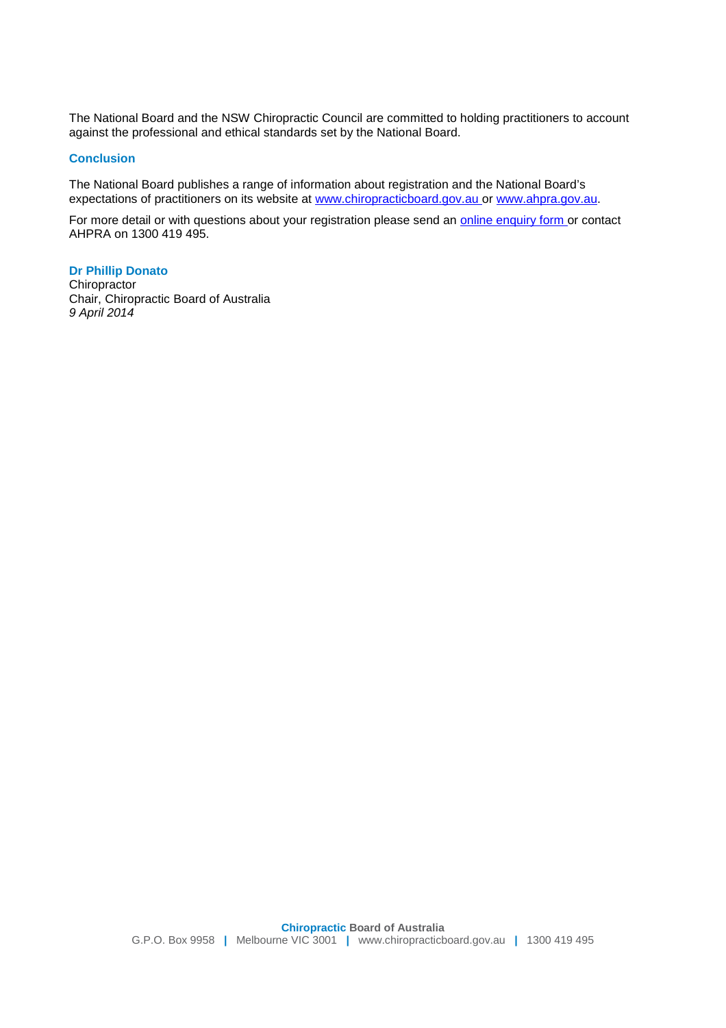The National Board and the NSW Chiropractic Council are committed to holding practitioners to account against the professional and ethical standards set by the National Board.

## Conclusion

The National Board publishes a range of information about registration and the National Board's expectations of practitioners on its website at [www.chiropracticboard.gov.au](http://www.chiropracticboard.gov.au) or [www.ahpra.gov.au](http://www.ahpra.gov.au).

For more detail or with questions about your registration please send an online enquiry form or contact AHPRA on 1300 419 495.

**Dr Phillip Donato**
Chiropractor
Chair, Chiropractic Board of Australia
*9 April 2014*